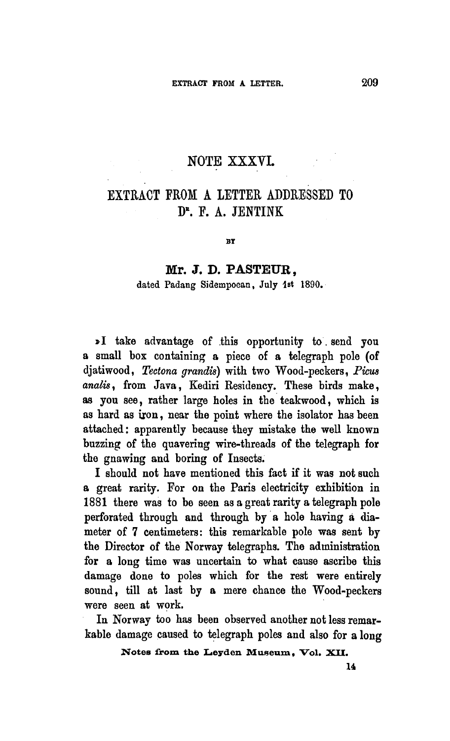# NOTE XXXVI.

## EXTRACT FROM A LETTER ADDRESSED TO Dr. F. A. JENTINK

BY

### Mr. J. D. PASTEUR,

dated Padang Sidempoean, July 1st 1890.

»I take advantage of this opportunity to send you a small box containing a piece of a telegraph pole (of djatiwood, *Tectona grandis*) with two Wood-peckers, *Picus analis*, from Java, Kediri Residency. These birds make, as you see, rather large holes in the teakwood, which is as hard as iron, near the point where the isolator has been attached: apparently because they mistake the well known buzzing of the quavering wire-threads of the telegraph for the gnawing and boring of Insects.

I should not have mentioned this fact if it was not such a great rarity. For on the Paris electricity exhibition in 1881 there was to be seen as a great rarity a telegraph pole perforated through and through by a hole having a diameter of 7 centimeters: this remarkable pole was sent by the Director of the Norway telegraphs. The administration for a long time was uncertain to what cause ascribe this damage done to poles which for the rest were entirely sound, till at last by a mere chance the Wood-peckers were seen at work.

In Norway too has been observed another not less remarkable damage caused to telegraph poles and also for a long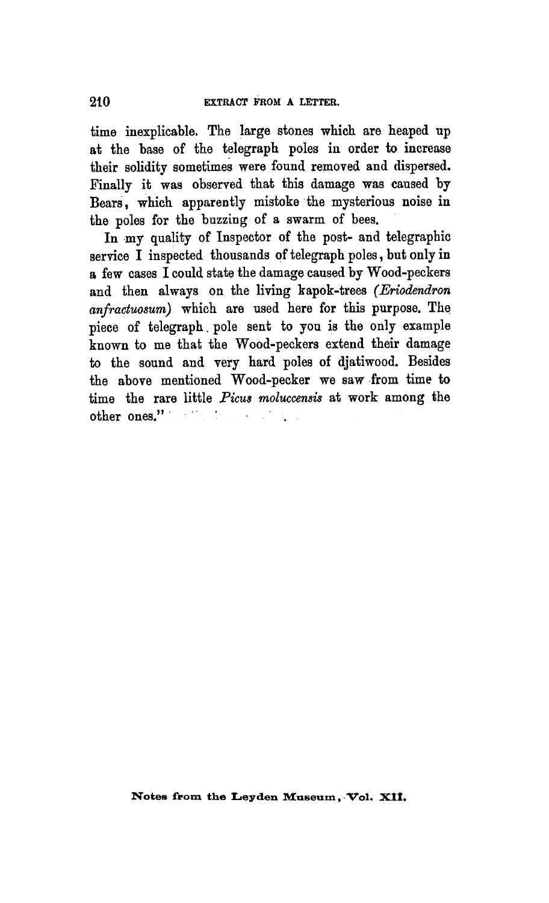time inexplicable. The large stones which are heaped up at the base of the telegraph poles in order to increase their solidity sometimes were found removed and dispersed. Finally it was observed that this damage was caused by Bears, which apparently mistoke the mysterious noise in the poles for the buzzing of a swarm of bees.

In my quality of Inspector of the post- and telegraphic service I inspected thousands of telegraph poles, but only in a few cases I could state the damage caused by Wood-peckers and then always on the living kapok-trees *(Eriodendron anfractuosum)* which are used here for this purpose. The piece of telegraph pole sent to you is the only example known to me that the Wood-peckers extend their damage to the sound and very hard poles of djatiwood. Besides the above mentioned Wood-pecker we saw from time to time the rare little *Picus moluccensis* at work among the other ones."